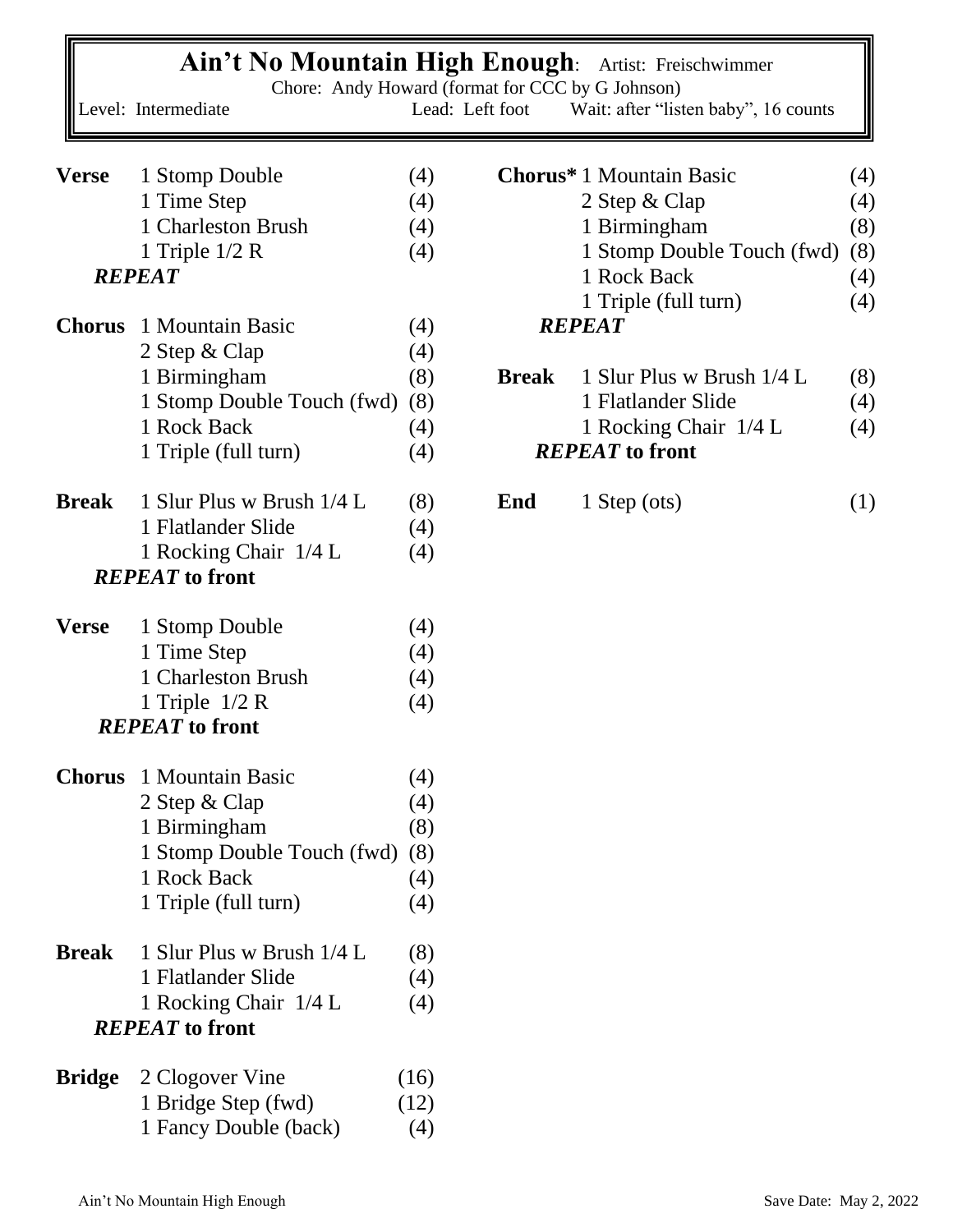# Ain't No Mountain High Enough: Artist: Freischwimmer

Chore: Andy Howard (format for CCC by G Johnson)

Level: Intermediate | Lead: Left foot | Wait: after "listen baby", 16 counts

| Section | Step | Counts |
|---|---|---|
| **Verse** | 1 Stomp Double | (4) |
| | 1 Time Step | (4) |
| | 1 Charleston Brush | (4) |
| | 1 Triple 1/2 R | (4) |
| ***REPEAT*** | | |
| **Chorus** | 1 Mountain Basic | (4) |
| | 2 Step & Clap | (4) |
| | 1 Birmingham | (8) |
| | 1 Stomp Double Touch (fwd) | (8) |
| | 1 Rock Back | (4) |
| | 1 Triple (full turn) | (4) |
| **Break** | 1 Slur Plus w Brush 1/4 L | (8) |
| | 1 Flatlander Slide | (4) |
| | 1 Rocking Chair 1/4 L | (4) |
| ***REPEAT* to front** | | |
| **Verse** | 1 Stomp Double | (4) |
| | 1 Time Step | (4) |
| | 1 Charleston Brush | (4) |
| | 1 Triple 1/2 R | (4) |
| ***REPEAT* to front** | | |
| **Chorus** | 1 Mountain Basic | (4) |
| | 2 Step & Clap | (4) |
| | 1 Birmingham | (8) |
| | 1 Stomp Double Touch (fwd) | (8) |
| | 1 Rock Back | (4) |
| | 1 Triple (full turn) | (4) |
| **Break** | 1 Slur Plus w Brush 1/4 L | (8) |
| | 1 Flatlander Slide | (4) |
| | 1 Rocking Chair 1/4 L | (4) |
| ***REPEAT* to front** | | |
| **Bridge** | 2 Clogover Vine | (16) |
| | 1 Bridge Step (fwd) | (12) |
| | 1 Fancy Double (back) | (4) |
| **Chorus*** | 1 Mountain Basic | (4) |
| | 2 Step & Clap | (4) |
| | 1 Birmingham | (8) |
| | 1 Stomp Double Touch (fwd) | (8) |
| | 1 Rock Back | (4) |
| | 1 Triple (full turn) | (4) |
| ***REPEAT*** | | |
| **Break** | 1 Slur Plus w Brush 1/4 L | (8) |
| | 1 Flatlander Slide | (4) |
| | 1 Rocking Chair 1/4 L | (4) |
| ***REPEAT* to front** | | |
| **End** | 1 Step (ots) | (1) |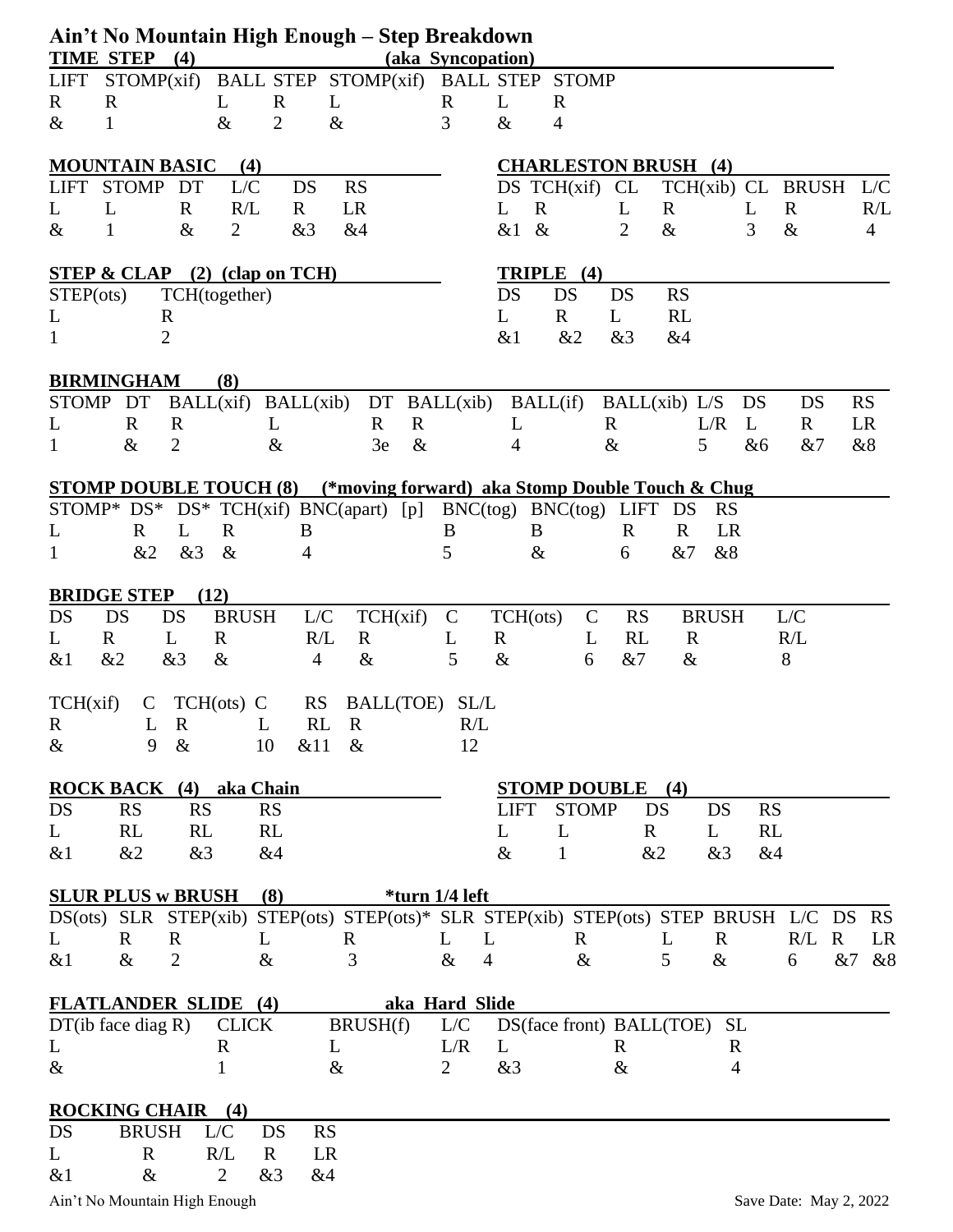# Ain't No Mountain High Enough – Step Breakdown

## TIME STEP (4) (aka Syncopation)

| LIFT | STOMP(xif) | BALL | STEP | STOMP(xif) | BALL | STEP | STOMP |
|---|---|---|---|---|---|---|---|
| R | R | L | R | L | R | L | R |
| & | 1 | & | 2 | & | 3 | & | 4 |

## MOUNTAIN BASIC (4)

| LIFT | STOMP | DT | L/C | DS | RS |
|---|---|---|---|---|---|
| L | L | R | R/L | R | LR |
| & | 1 | & | 2 | &3 | &4 |

## CHARLESTON BRUSH (4)

| DS | TCH(xif) | CL | TCH(xib) | CL | BRUSH | L/C |
|---|---|---|---|---|---|---|
| L | R | L | R | L | R | R/L |
| &1 | & | 2 | & | 3 | & | 4 |

## STEP & CLAP (2) (clap on TCH)

| STEP(ots) | TCH(together) |
|---|---|
| L | R |
| 1 | 2 |

## TRIPLE (4)

| DS | DS | DS | RS |
|---|---|---|---|
| L | R | L | RL |
| &1 | &2 | &3 | &4 |

## BIRMINGHAM (8)

| STOMP | DT | BALL(xif) | BALL(xib) | DT | BALL(xib) | BALL(if) | BALL(xib) | L/S | DS | DS | RS |
|---|---|---|---|---|---|---|---|---|---|---|---|
| L | R | R | L | R | R | L | R | L/R | L | R | LR |
| 1 | & | 2 | & | 3e | & | 4 | & | 5 | &6 | &7 | &8 |

## STOMP DOUBLE TOUCH (8) (*moving forward) aka Stomp Double Touch & Chug

| STOMP* | DS* | DS* | TCH(xif) | BNC(apart) [p] | BNC(tog) | BNC(tog) | LIFT | DS | RS |
|---|---|---|---|---|---|---|---|---|---|
| L | R | L | R | B | B | B | R | R | LR |
| 1 | &2 | &3 | & | 4 | 5 | & | 6 | &7 | &8 |

## BRIDGE STEP (12)

| DS | DS | DS | BRUSH | L/C | TCH(xif) | C | TCH(ots) | C | RS | BRUSH | L/C |
|---|---|---|---|---|---|---|---|---|---|---|---|
| L | R | L | R | R/L | R | L | R | L | RL | R | R/L |
| &1 | &2 | &3 | & | 4 | & | 5 | & | 6 | &7 | & | 8 |

| TCH(xif) | C | TCH(ots) | C | RS | BALL(TOE) | SL/L |
|---|---|---|---|---|---|---|
| R | L | R | L | RL | R | R/L |
| & | 9 | & | 10 | &11 | & | 12 |

## ROCK BACK (4) aka Chain

| DS | RS | RS | RS |
|---|---|---|---|
| L | RL | RL | RL |
| &1 | &2 | &3 | &4 |

## STOMP DOUBLE (4)

| LIFT | STOMP | DS | DS | RS |
|---|---|---|---|---|
| L | L | R | L | RL |
| & | 1 | &2 | &3 | &4 |

## SLUR PLUS w BRUSH (8) *turn 1/4 left

| DS(ots) | SLR | STEP(xib) | STEP(ots) | STEP(ots)* | SLR | STEP(xib) | STEP(ots) | STEP | BRUSH | L/C | DS | RS |
|---|---|---|---|---|---|---|---|---|---|---|---|---|
| L | R | R | L | R | L | L | R | L | R | R/L | R | LR |
| &1 | & | 2 | & | 3 | & | 4 | & | 5 | & | 6 | &7 | &8 |

## FLATLANDER SLIDE (4) aka Hard Slide

| DT(ib face diag R) | CLICK | BRUSH(f) | L/C | DS(face front) | BALL(TOE) | SL |
|---|---|---|---|---|---|---|
| L | R | L | L/R | L | R | R |
| & | 1 | & | 2 | &3 | & | 4 |

## ROCKING CHAIR (4)

| DS | BRUSH | L/C | DS | RS |
|---|---|---|---|---|
| L | R | R/L | R | LR |
| &1 | & | 2 | &3 | &4 |

Ain't No Mountain High Enough Save Date: May 2, 2022